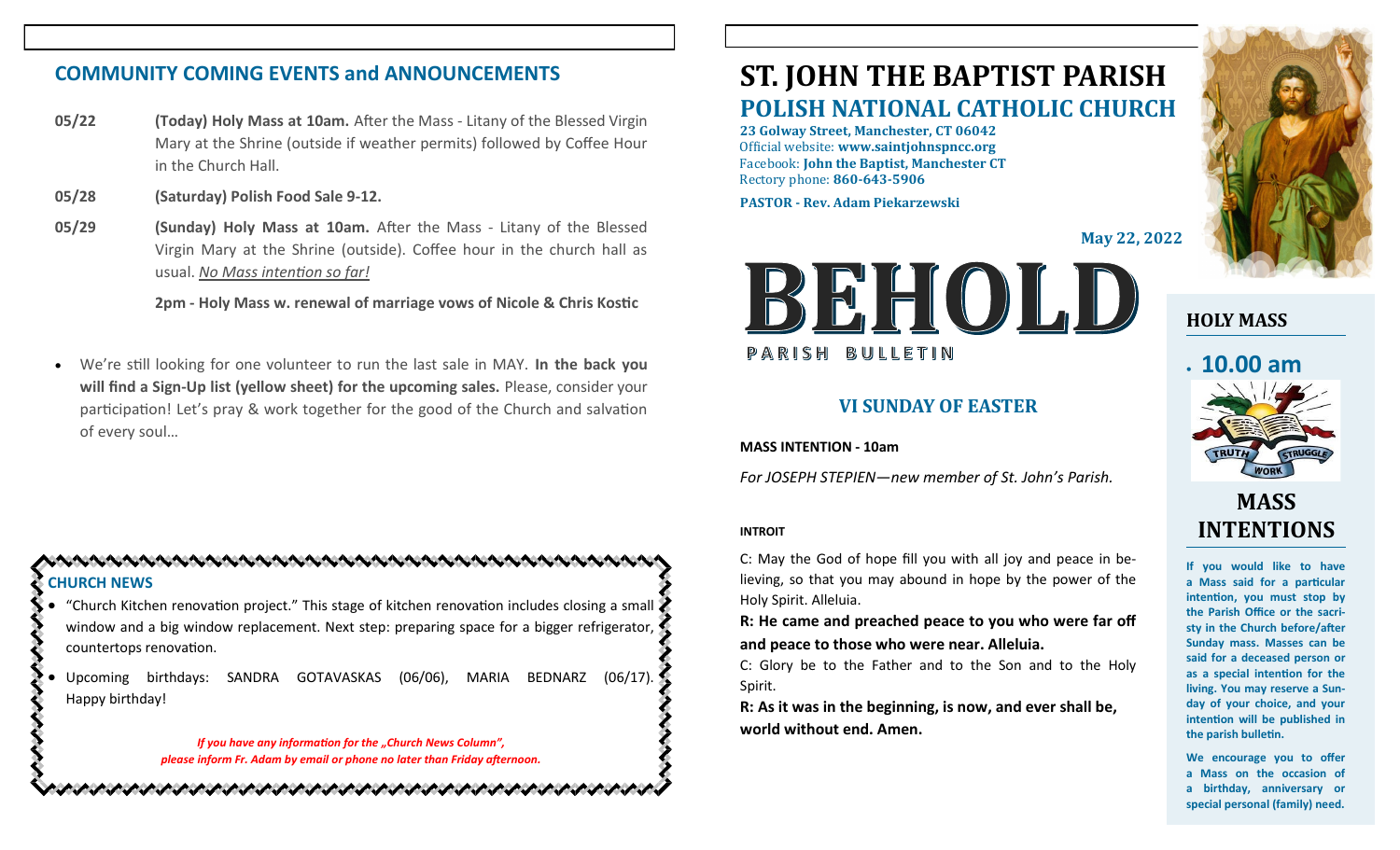## COMMUNITY COMING EVENTS and ANNOUNCEMENTS

**05/22** **(Today) Holy Mass at 10am.** After the Mass - Litany of the Blessed Virgin Mary at the Shrine (outside if weather permits) followed by Coffee Hour in the Church Hall.

**05/28** **(Saturday) Polish Food Sale 9-12.**

**05/29** **(Sunday) Holy Mass at 10am.** After the Mass - Litany of the Blessed Virgin Mary at the Shrine (outside). Coffee hour in the church hall as usual. *No Mass intention so far!*

**2pm - Holy Mass w. renewal of marriage vows of Nicole & Chris Kostic**

- We're still looking for one volunteer to run the last sale in MAY. **In the back you will find a Sign-Up list (yellow sheet) for the upcoming sales.** Please, consider your participation! Let's pray & work together for the good of the Church and salvation of every soul…

### CHURCH NEWS

- "Church Kitchen renovation project." This stage of kitchen renovation includes closing a small window and a big window replacement. Next step: preparing space for a bigger refrigerator, countertops renovation.
- Upcoming birthdays: SANDRA GOTAVASKAS (06/06), MARIA BEDNARZ (06/17). Happy birthday!

***If you have any information for the „Church News Column", please inform Fr. Adam by email or phone no later than Friday afternoon.***

# ST. JOHN THE BAPTIST PARISH

## POLISH NATIONAL CATHOLIC CHURCH

**23 Golway Street, Manchester, CT 06042**
Official website: **www.saintjohnspncc.org**
Facebook: **John the Baptist, Manchester CT**
Rectory phone: **860-643-5906**

**PASTOR - Rev. Adam Piekarzewski**

**May 22, 2022**

# BEHOLD

PARISH BULLETIN

## VI SUNDAY OF EASTER

**MASS INTENTION - 10am**

*For JOSEPH STEPIEN—new member of St. John's Parish.*

**INTROIT**

C: May the God of hope fill you with all joy and peace in believing, so that you may abound in hope by the power of the Holy Spirit. Alleluia.

**R: He came and preached peace to you who were far off and peace to those who were near. Alleluia.**

C: Glory be to the Father and to the Son and to the Holy Spirit.

**R: As it was in the beginning, is now, and ever shall be, world without end. Amen.**

### HOLY MASS

- **10.00 am**

### MASS INTENTIONS

**If you would like to have a Mass said for a particular intention, you must stop by the Parish Office or the sacristy in the Church before/after Sunday mass. Masses can be said for a deceased person or as a special intention for the living. You may reserve a Sunday of your choice, and your intention will be published in the parish bulletin.**

**We encourage you to offer a Mass on the occasion of a birthday, anniversary or special personal (family) need.**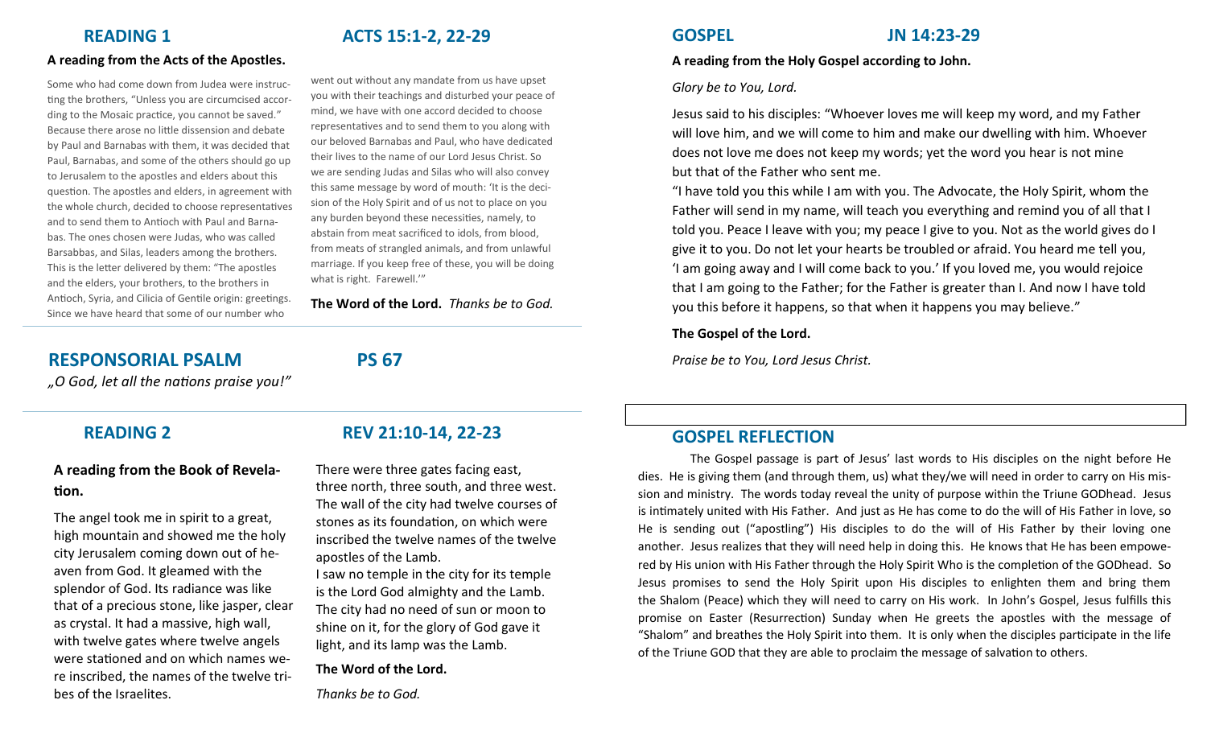## READING 1 — ACTS 15:1-2, 22-29

**A reading from the Acts of the Apostles.**

Some who had come down from Judea were instructing the brothers, "Unless you are circumcised according to the Mosaic practice, you cannot be saved." Because there arose no little dissension and debate by Paul and Barnabas with them, it was decided that Paul, Barnabas, and some of the others should go up to Jerusalem to the apostles and elders about this question. The apostles and elders, in agreement with the whole church, decided to choose representatives and to send them to Antioch with Paul and Barnabas. The ones chosen were Judas, who was called Barsabbas, and Silas, leaders among the brothers. This is the letter delivered by them: "The apostles and the elders, your brothers, to the brothers in Antioch, Syria, and Cilicia of Gentile origin: greetings. Since we have heard that some of our number who went out without any mandate from us have upset you with their teachings and disturbed your peace of mind, we have with one accord decided to choose representatives and to send them to you along with our beloved Barnabas and Paul, who have dedicated their lives to the name of our Lord Jesus Christ. So we are sending Judas and Silas who will also convey this same message by word of mouth: 'It is the decision of the Holy Spirit and of us not to place on you any burden beyond these necessities, namely, to abstain from meat sacrificed to idols, from blood, from meats of strangled animals, and from unlawful marriage. If you keep free of these, you will be doing what is right. Farewell.'"

**The Word of the Lord.** *Thanks be to God.*

## RESPONSORIAL PSALM — PS 67

*„O God, let all the nations praise you!"*

## READING 2 — REV 21:10-14, 22-23

**A reading from the Book of Revelation.**

The angel took me in spirit to a great, high mountain and showed me the holy city Jerusalem coming down out of heaven from God. It gleamed with the splendor of God. Its radiance was like that of a precious stone, like jasper, clear as crystal. It had a massive, high wall, with twelve gates where twelve angels were stationed and on which names were inscribed, the names of the twelve tribes of the Israelites.

There were three gates facing east, three north, three south, and three west. The wall of the city had twelve courses of stones as its foundation, on which were inscribed the twelve names of the twelve apostles of the Lamb.

I saw no temple in the city for its temple is the Lord God almighty and the Lamb. The city had no need of sun or moon to shine on it, for the glory of God gave it light, and its lamp was the Lamb.

**The Word of the Lord.**

*Thanks be to God.*

## GOSPEL — JN 14:23-29

**A reading from the Holy Gospel according to John.**

*Glory be to You, Lord.*

Jesus said to his disciples: "Whoever loves me will keep my word, and my Father will love him, and we will come to him and make our dwelling with him. Whoever does not love me does not keep my words; yet the word you hear is not mine but that of the Father who sent me.

"I have told you this while I am with you. The Advocate, the Holy Spirit, whom the Father will send in my name, will teach you everything and remind you of all that I told you. Peace I leave with you; my peace I give to you. Not as the world gives do I give it to you. Do not let your hearts be troubled or afraid. You heard me tell you, 'I am going away and I will come back to you.' If you loved me, you would rejoice that I am going to the Father; for the Father is greater than I. And now I have told you this before it happens, so that when it happens you may believe."

**The Gospel of the Lord.**

*Praise be to You, Lord Jesus Christ.*

## GOSPEL REFLECTION

The Gospel passage is part of Jesus' last words to His disciples on the night before He dies. He is giving them (and through them, us) what they/we will need in order to carry on His mission and ministry. The words today reveal the unity of purpose within the Triune GODhead. Jesus is intimately united with His Father. And just as He has come to do the will of His Father in love, so He is sending out ("apostling") His disciples to do the will of His Father by their loving one another. Jesus realizes that they will need help in doing this. He knows that He has been empowered by His union with His Father through the Holy Spirit Who is the completion of the GODhead. So Jesus promises to send the Holy Spirit upon His disciples to enlighten them and bring them the Shalom (Peace) which they will need to carry on His work. In John's Gospel, Jesus fulfills this promise on Easter (Resurrection) Sunday when He greets the apostles with the message of "Shalom" and breathes the Holy Spirit into them. It is only when the disciples participate in the life of the Triune GOD that they are able to proclaim the message of salvation to others.